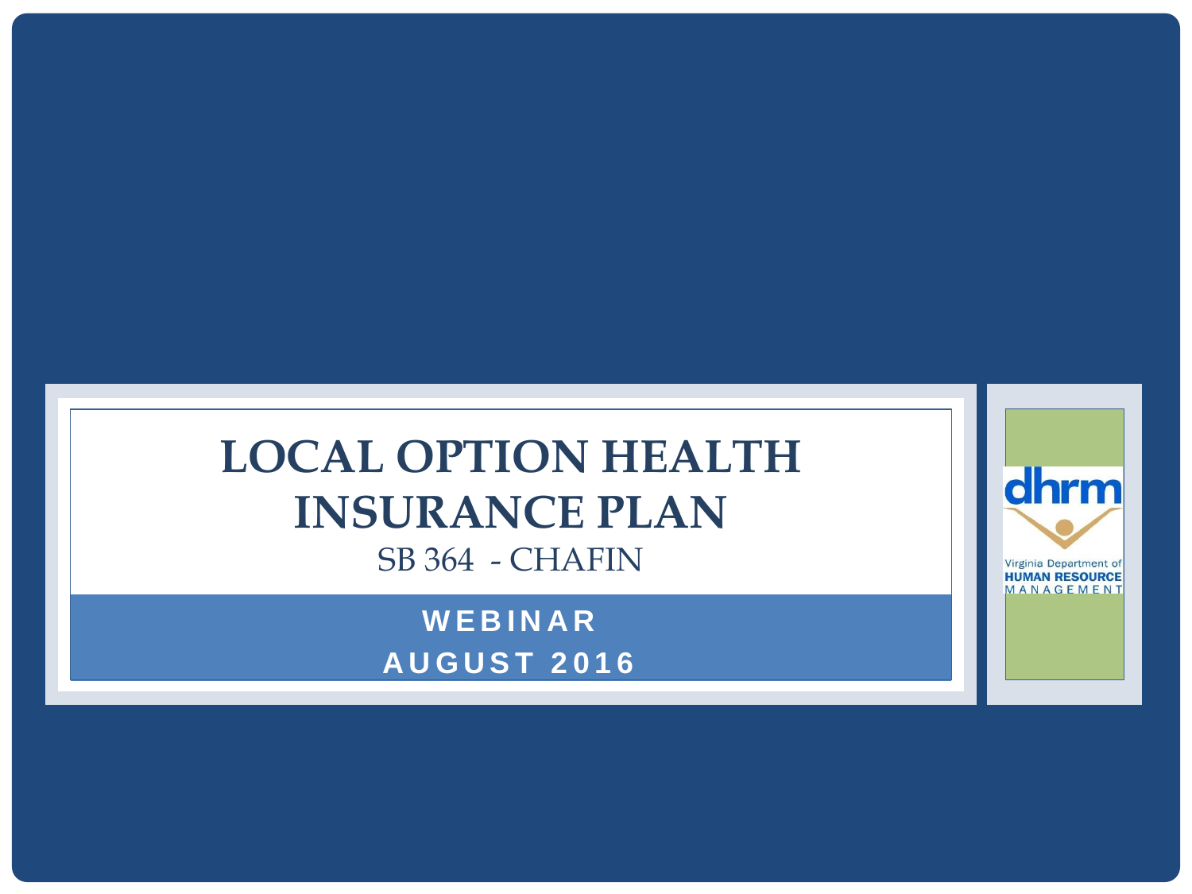# LOCAL OPTION HEALTH INSURANCE PLAN

SB 364 - CHAFIN

**WEBINAR**

**AUGUST 2016**

Virginia Department of HUMAN RESOURCE MANAGEMENT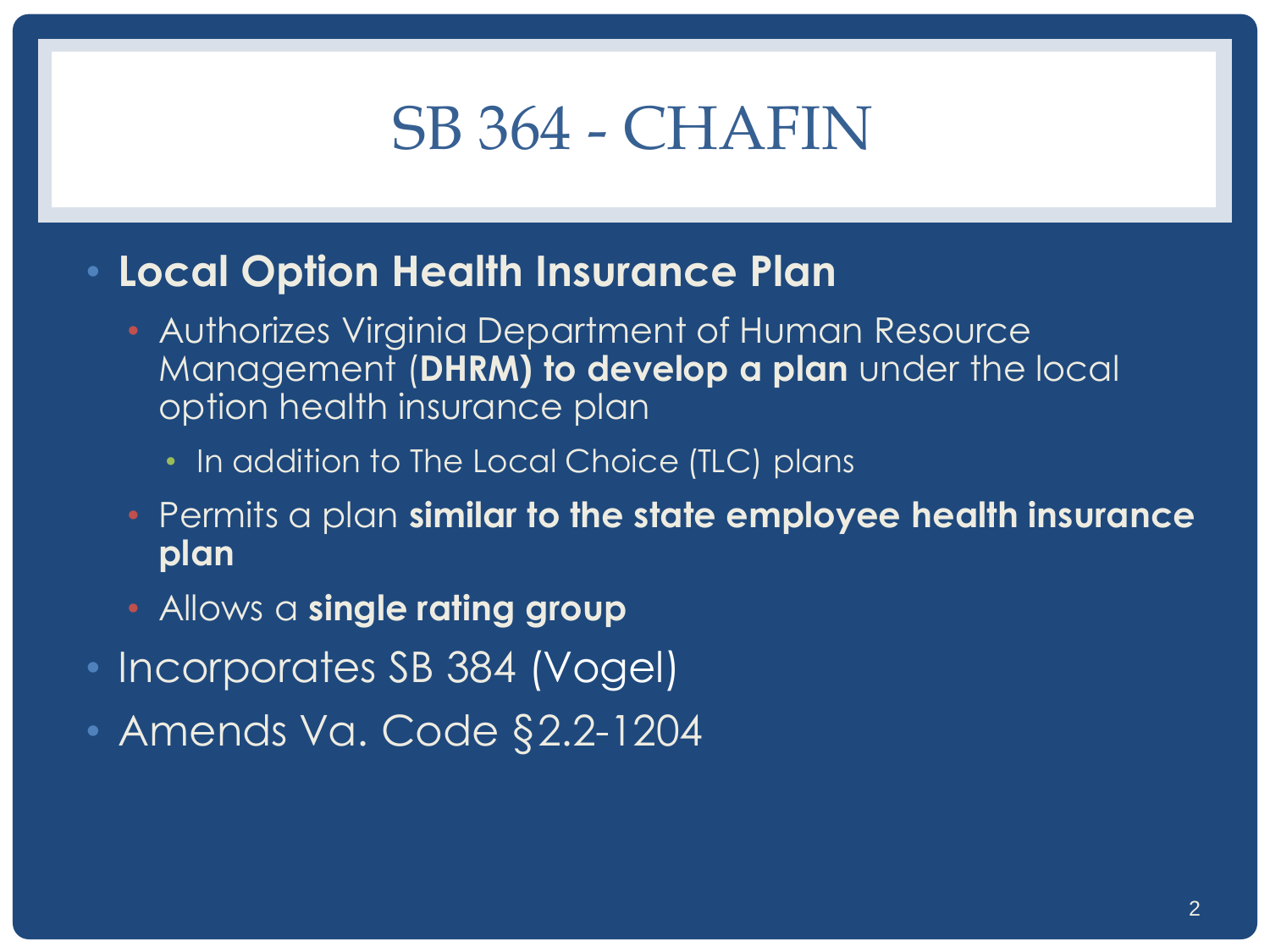# SB 364 - CHAFIN

- **Local Option Health Insurance Plan**
  - Authorizes Virginia Department of Human Resource Management (**DHRM) to develop a plan** under the local option health insurance plan
    - In addition to The Local Choice (TLC) plans
  - Permits a plan **similar to the state employee health insurance plan**
  - Allows a **single rating group**
- Incorporates SB 384 (Vogel)
- Amends Va. Code §2.2-1204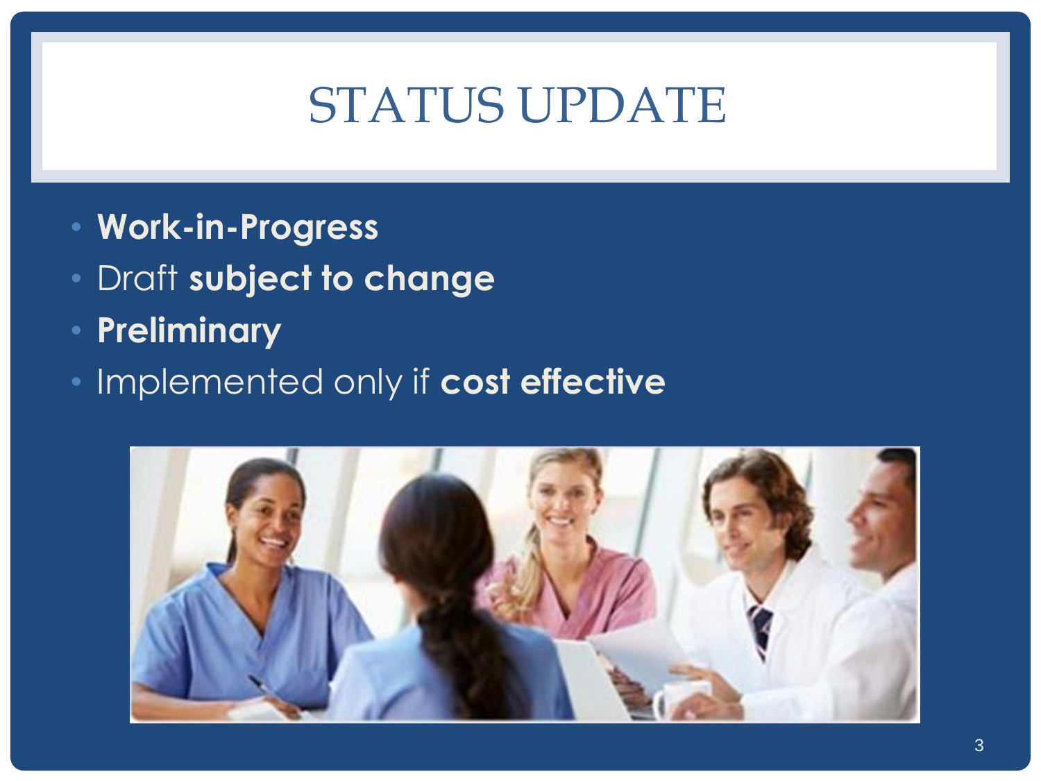# STATUS UPDATE

- **Work-in-Progress**
- Draft **subject to change**
- **Preliminary**
- Implemented only if **cost effective**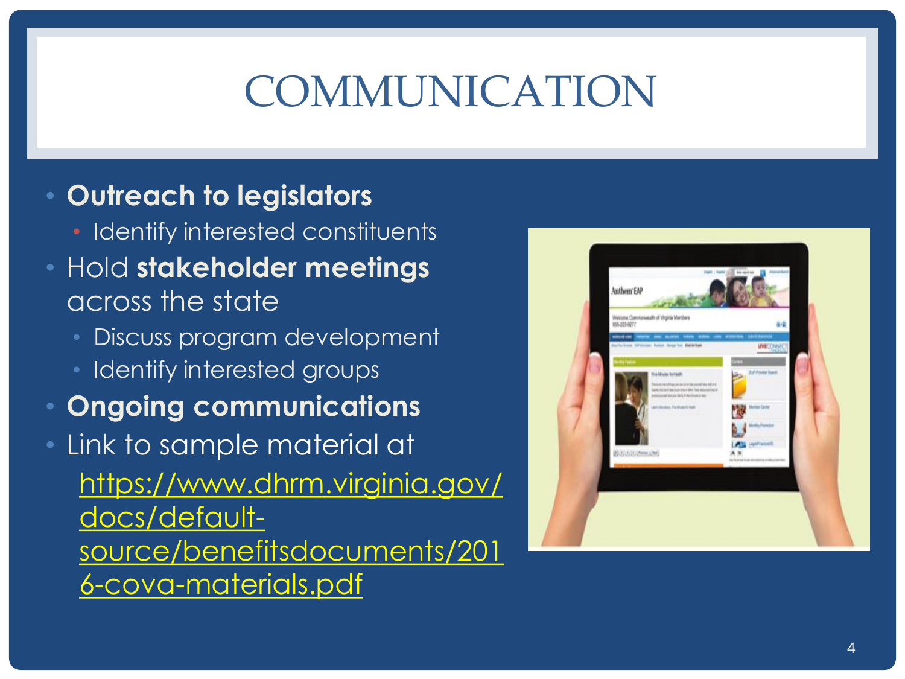# COMMUNICATION

- **Outreach to legislators**
  - Identify interested constituents
- Hold **stakeholder meetings** across the state
  - Discuss program development
  - Identify interested groups
- **Ongoing communications**
- Link to sample material at https://www.dhrm.virginia.gov/docs/default-source/benefitsdocuments/2016-cova-materials.pdf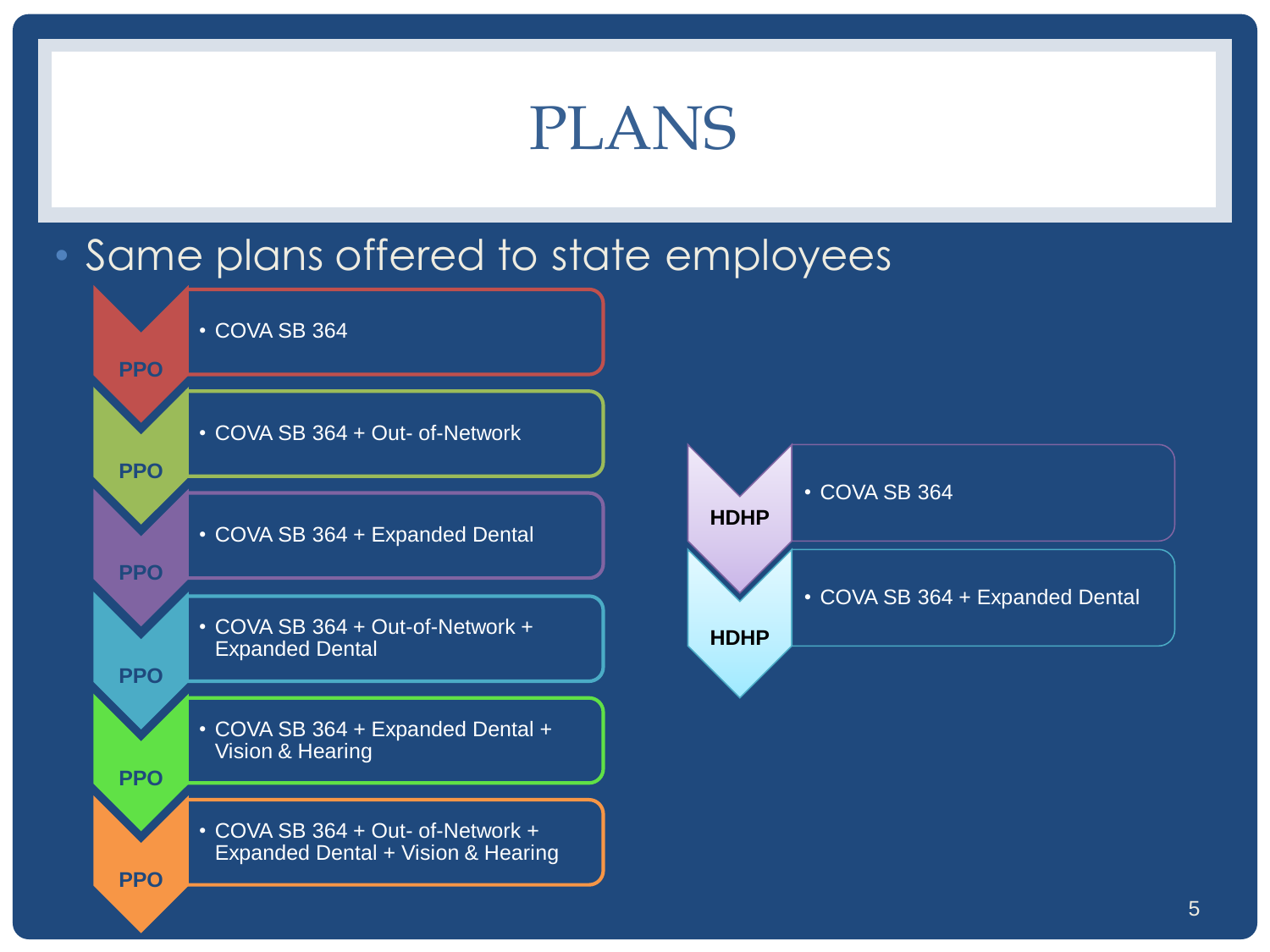# PLANS

- Same plans offered to state employees

**PPO**
- COVA SB 364

**PPO**
- COVA SB 364 + Out- of-Network

**PPO**
- COVA SB 364 + Expanded Dental

**PPO**
- COVA SB 364 + Out-of-Network + Expanded Dental

**PPO**
- COVA SB 364 + Expanded Dental + Vision & Hearing

**PPO**
- COVA SB 364 + Out- of-Network + Expanded Dental + Vision & Hearing

**HDHP**
- COVA SB 364

**HDHP**
- COVA SB 364 + Expanded Dental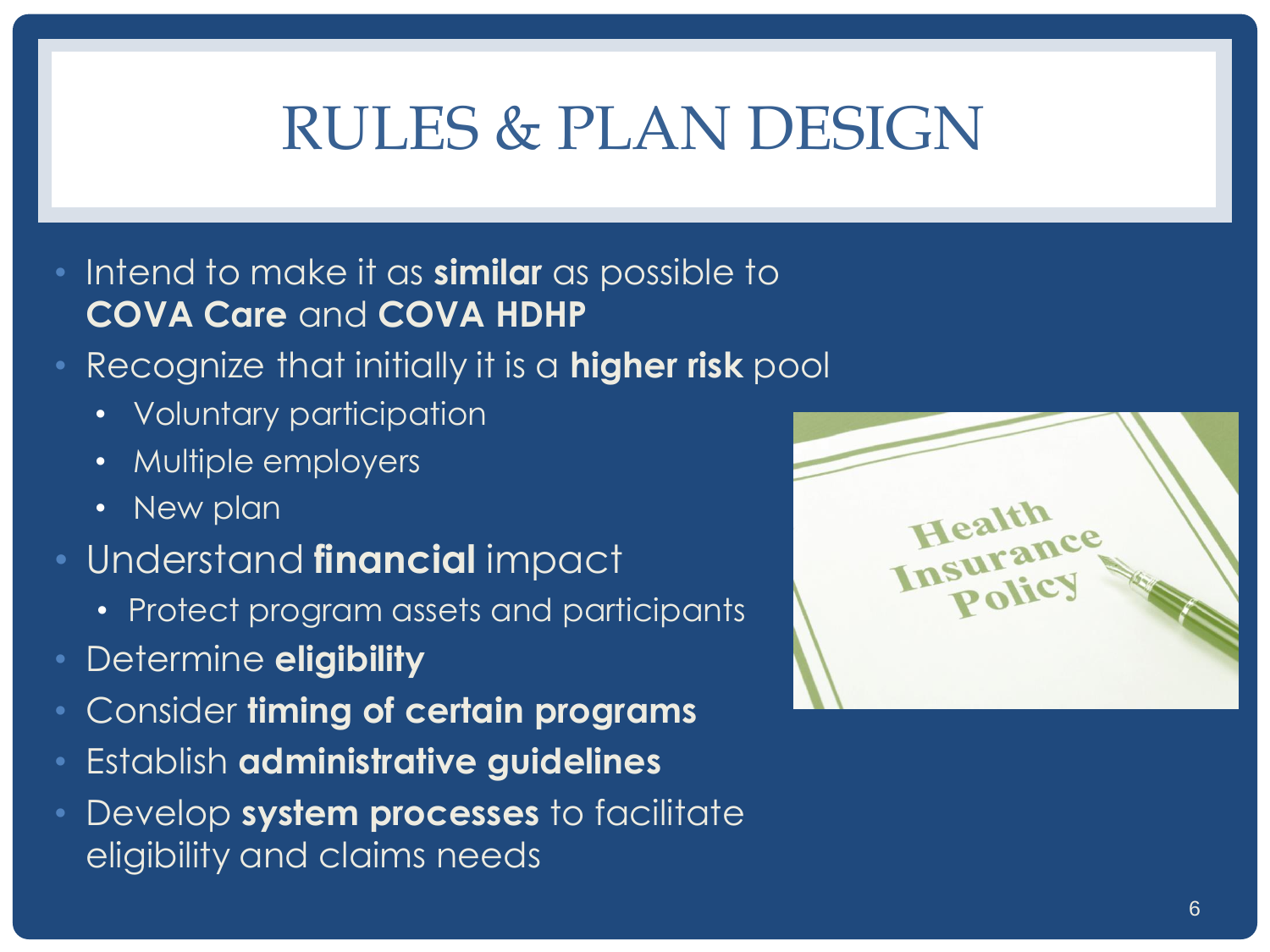# RULES & PLAN DESIGN

- Intend to make it as **similar** as possible to **COVA Care** and **COVA HDHP**
- Recognize that initially it is a **higher risk** pool
  - Voluntary participation
  - Multiple employers
  - New plan
- Understand **financial** impact
  - Protect program assets and participants
- Determine **eligibility**
- Consider **timing of certain programs**
- Establish **administrative guidelines**
- Develop **system processes** to facilitate eligibility and claims needs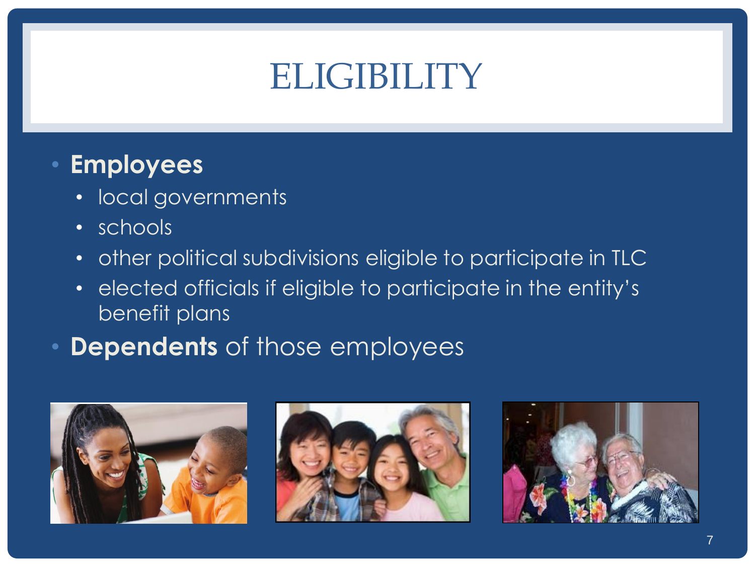# ELIGIBILITY

- **Employees**
  - local governments
  - schools
  - other political subdivisions eligible to participate in TLC
  - elected officials if eligible to participate in the entity's benefit plans
- **Dependents** of those employees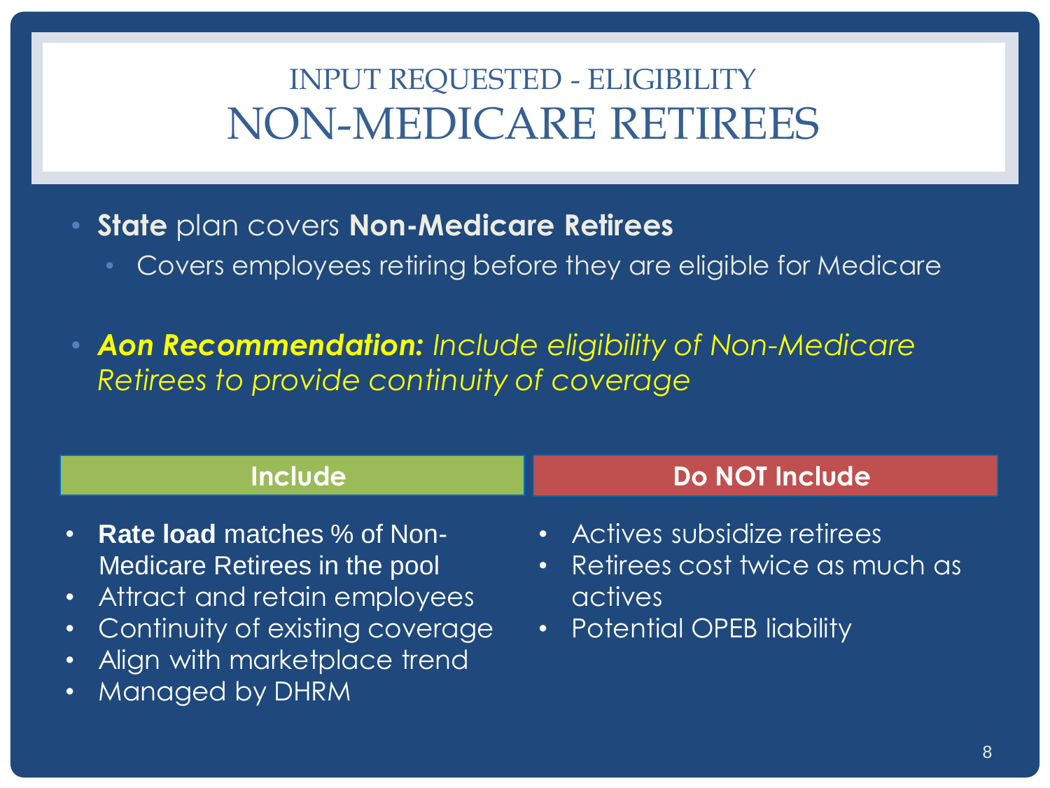# INPUT REQUESTED - ELIGIBILITY
# NON-MEDICARE RETIREES

- **State** plan covers **Non-Medicare Retirees**
  - Covers employees retiring before they are eligible for Medicare

- ***Aon Recommendation:*** *Include eligibility of Non-Medicare Retirees to provide continuity of coverage*

| Include | Do NOT Include |
| --- | --- |
| • **Rate load** matches % of Non-Medicare Retirees in the pool<br>• Attract and retain employees<br>• Continuity of existing coverage<br>• Align with marketplace trend<br>• Managed by DHRM | • Actives subsidize retirees<br>• Retirees cost twice as much as actives<br>• Potential OPEB liability |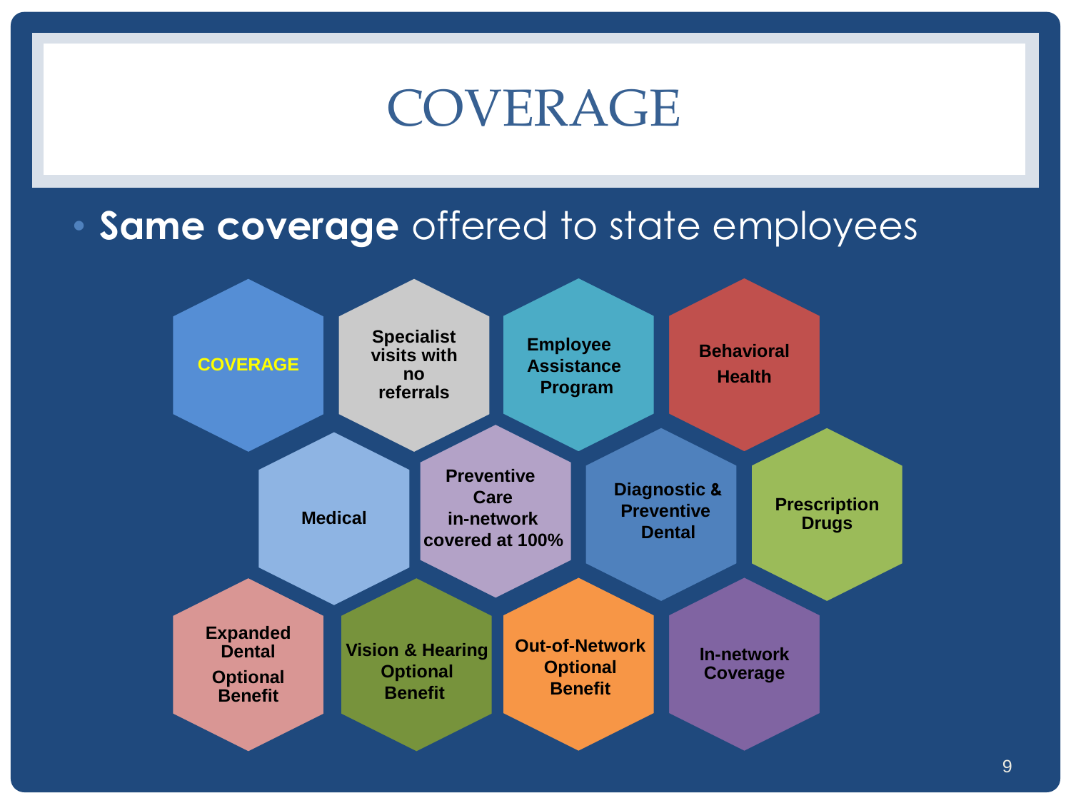# COVERAGE

- **Same coverage** offered to state employees

- COVERAGE
- Specialist visits with no referrals
- Employee Assistance Program
- Behavioral Health
- Medical
- Preventive Care in-network covered at 100%
- Diagnostic & Preventive Dental
- Prescription Drugs
- Expanded Dental Optional Benefit
- Vision & Hearing Optional Benefit
- Out-of-Network Optional Benefit
- In-network Coverage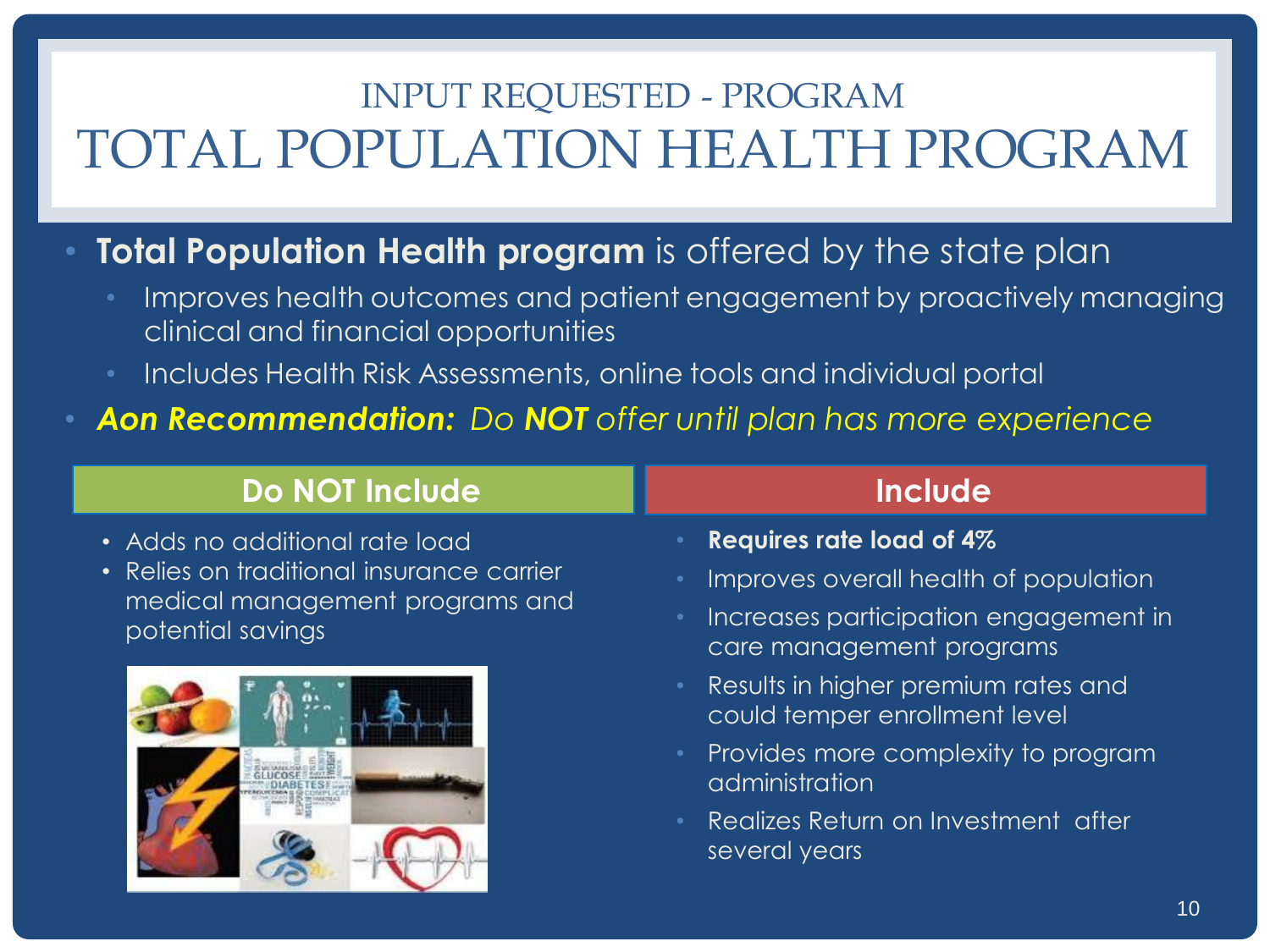## INPUT REQUESTED - PROGRAM

# TOTAL POPULATION HEALTH PROGRAM

- **Total Population Health program** is offered by the state plan
  - Improves health outcomes and patient engagement by proactively managing clinical and financial opportunities
  - Includes Health Risk Assessments, online tools and individual portal
- ***Aon Recommendation:*** *Do **NOT** offer until plan has more experience*

| Do NOT Include | Include |
|---|---|
| • Adds no additional rate load<br>• Relies on traditional insurance carrier medical management programs and potential savings | • **Requires rate load of 4%**<br>• Improves overall health of population<br>• Increases participation engagement in care management programs<br>• Results in higher premium rates and could temper enrollment level<br>• Provides more complexity to program administration<br>• Realizes Return on Investment after several years |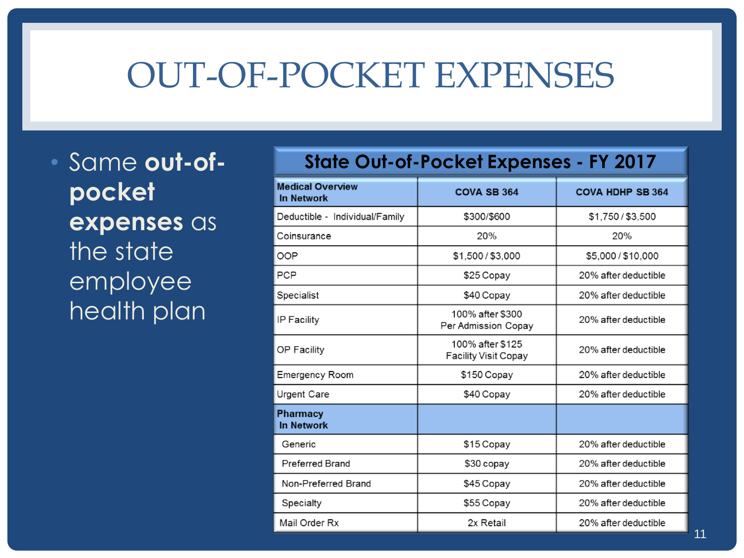# OUT-OF-POCKET EXPENSES

- Same **out-of-pocket expenses** as the state employee health plan

**State Out-of-Pocket Expenses - FY 2017**

| Medical Overview In Network | COVA SB 364 | COVA HDHP SB 364 |
|---|---|---|
| Deductible - Individual/Family | $300/$600 | $1,750 / $3,500 |
| Coinsurance | 20% | 20% |
| OOP | $1,500 / $3,000 | $5,000 / $10,000 |
| PCP | $25 Copay | 20% after deductible |
| Specialist | $40 Copay | 20% after deductible |
| IP Facility | 100% after $300 Per Admission Copay | 20% after deductible |
| OP Facility | 100% after $125 Facility Visit Copay | 20% after deductible |
| Emergency Room | $150 Copay | 20% after deductible |
| Urgent Care | $40 Copay | 20% after deductible |
| **Pharmacy In Network** | | |
| Generic | $15 Copay | 20% after deductible |
| Preferred Brand | $30 copay | 20% after deductible |
| Non-Preferred Brand | $45 Copay | 20% after deductible |
| Specialty | $55 Copay | 20% after deductible |
| Mail Order Rx | 2x Retail | 20% after deductible |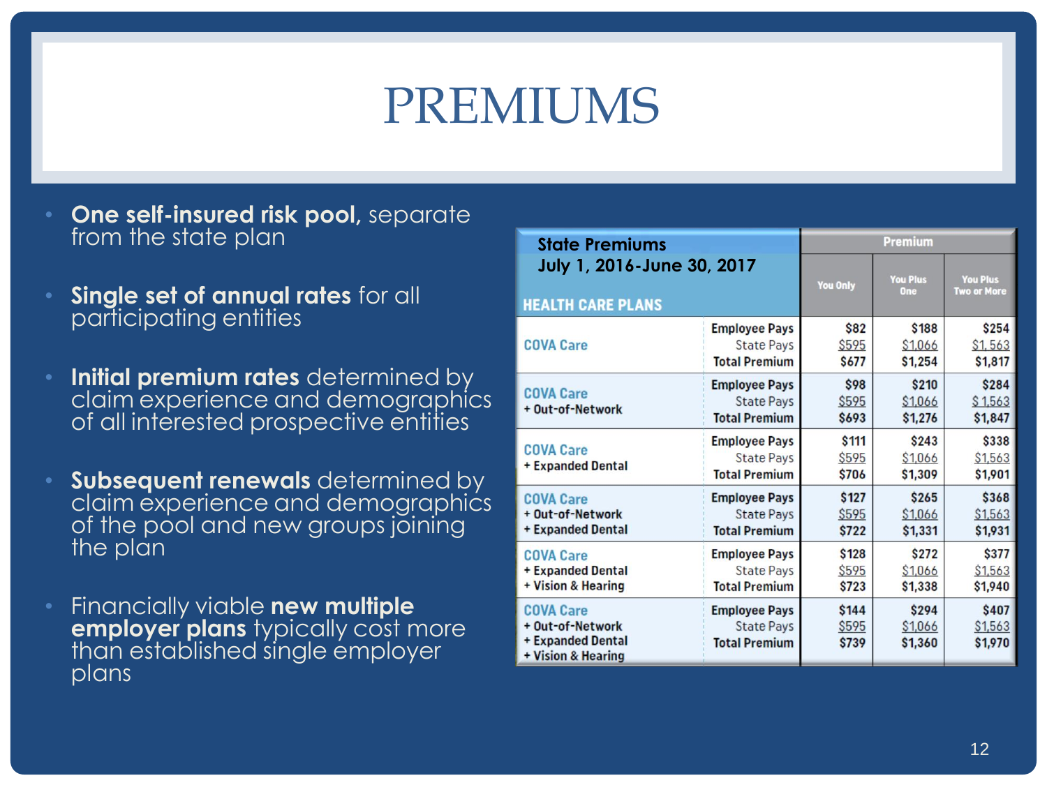# PREMIUMS

- **One self-insured risk pool,** separate from the state plan
- **Single set of annual rates** for all participating entities
- **Initial premium rates** determined by claim experience and demographics of all interested prospective entities
- **Subsequent renewals** determined by claim experience and demographics of the pool and new groups joining the plan
- Financially viable **new multiple employer plans** typically cost more than established single employer plans

| State Premiums July 1, 2016-June 30, 2017 HEALTH CARE PLANS | | Premium You Only | Premium You Plus One | Premium You Plus Two or More |
|---|---|---|---|---|
| COVA Care | Employee Pays | $82 | $188 | $254 |
| | State Pays | $595 | $1,066 | $1,563 |
| | Total Premium | $677 | $1,254 | $1,817 |
| COVA Care + Out-of-Network | Employee Pays | $98 | $210 | $284 |
| | State Pays | $595 | $1,066 | $1,563 |
| | Total Premium | $693 | $1,276 | $1,847 |
| COVA Care + Expanded Dental | Employee Pays | $111 | $243 | $338 |
| | State Pays | $595 | $1,066 | $1,563 |
| | Total Premium | $706 | $1,309 | $1,901 |
| COVA Care + Out-of-Network + Expanded Dental | Employee Pays | $127 | $265 | $368 |
| | State Pays | $595 | $1,066 | $1,563 |
| | Total Premium | $722 | $1,331 | $1,931 |
| COVA Care + Expanded Dental + Vision & Hearing | Employee Pays | $128 | $272 | $377 |
| | State Pays | $595 | $1,066 | $1,563 |
| | Total Premium | $723 | $1,338 | $1,940 |
| COVA Care + Out-of-Network + Expanded Dental + Vision & Hearing | Employee Pays | $144 | $294 | $407 |
| | State Pays | $595 | $1,066 | $1,563 |
| | Total Premium | $739 | $1,360 | $1,970 |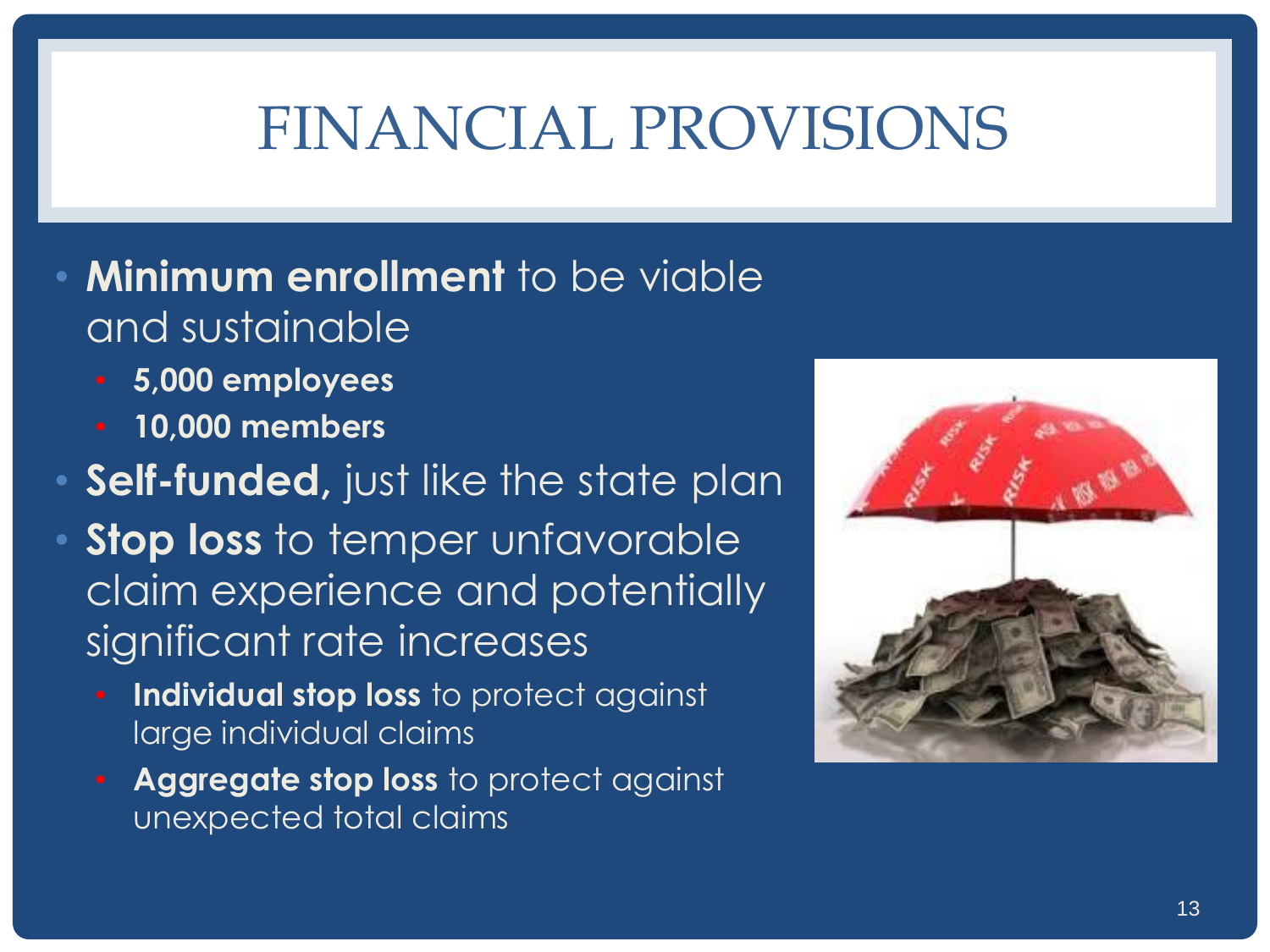# FINANCIAL PROVISIONS

- **Minimum enrollment** to be viable and sustainable
  - **5,000 employees**
  - **10,000 members**
- **Self-funded,** just like the state plan
- **Stop loss** to temper unfavorable claim experience and potentially significant rate increases
  - **Individual stop loss** to protect against large individual claims
  - **Aggregate stop loss** to protect against unexpected total claims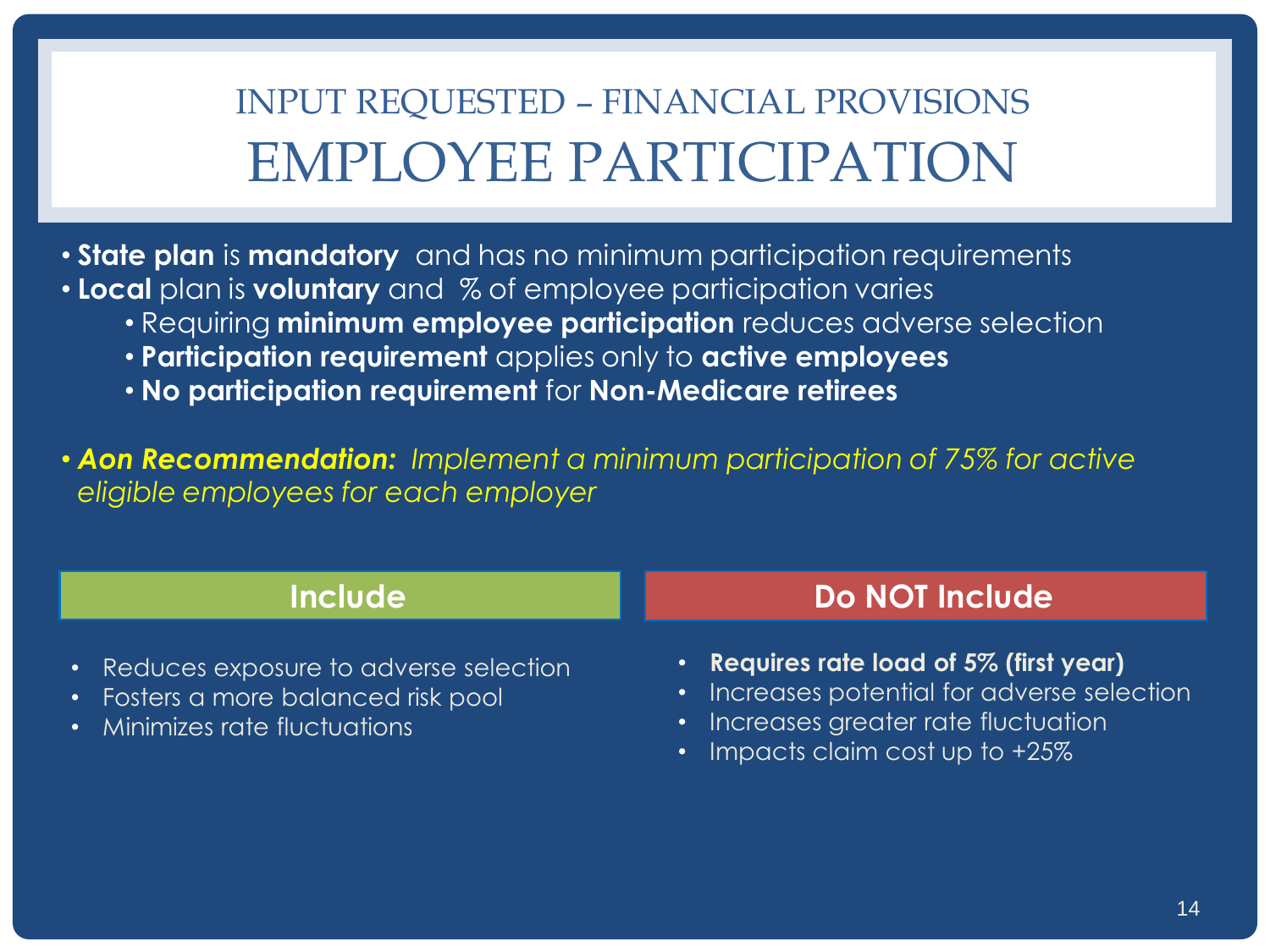# INPUT REQUESTED – FINANCIAL PROVISIONS

# EMPLOYEE PARTICIPATION

- **State plan** is **mandatory** and has no minimum participation requirements
- **Local** plan is **voluntary** and % of employee participation varies
  - Requiring **minimum employee participation** reduces adverse selection
  - **Participation requirement** applies only to **active employees**
  - **No participation requirement** for **Non-Medicare retirees**

- ***Aon Recommendation:*** *Implement a minimum participation of 75% for active eligible employees for each employer*

## Include

- Reduces exposure to adverse selection
- Fosters a more balanced risk pool
- Minimizes rate fluctuations

## Do NOT Include

- **Requires rate load of 5% (first year)**
- Increases potential for adverse selection
- Increases greater rate fluctuation
- Impacts claim cost up to +25%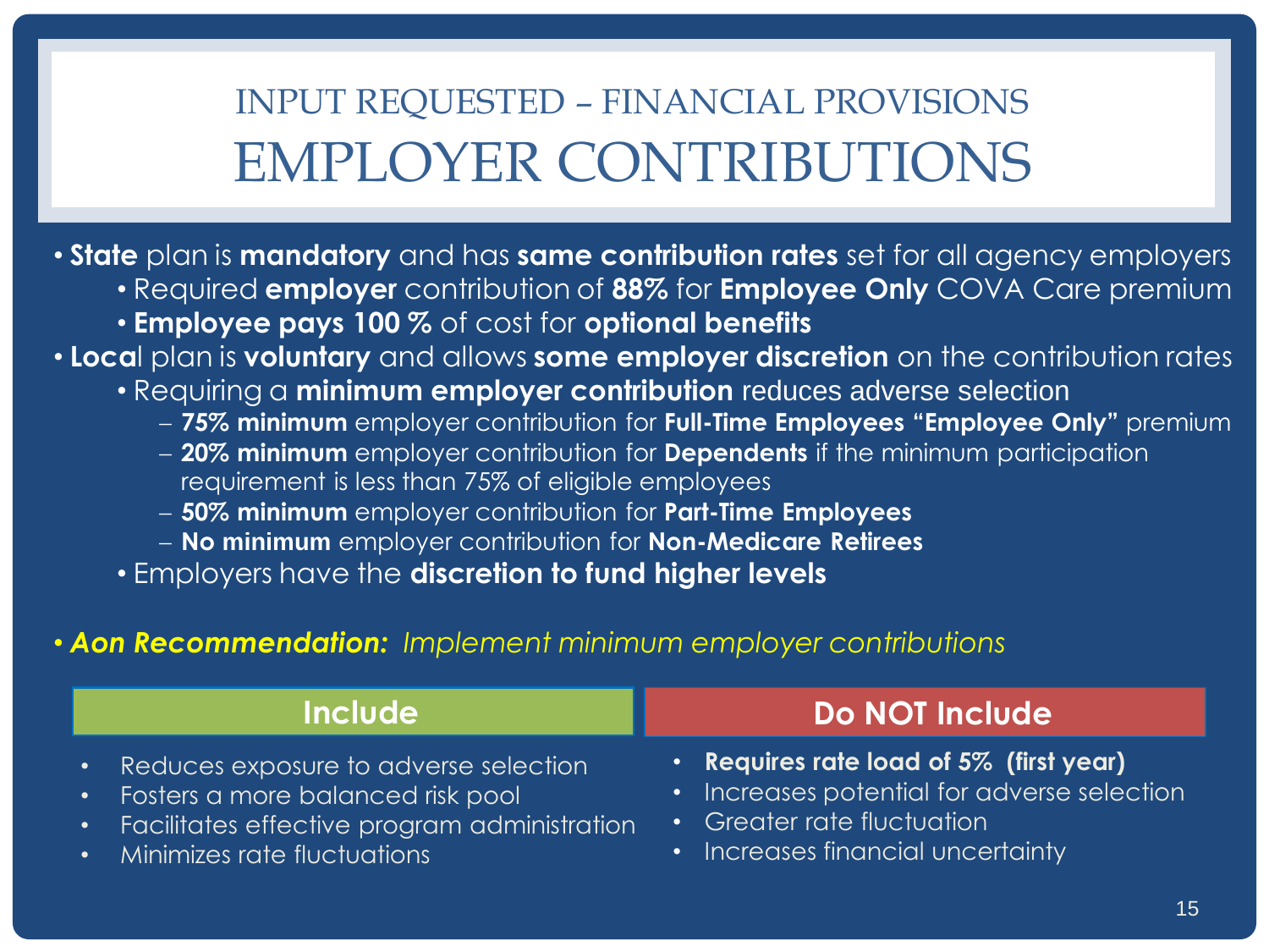# INPUT REQUESTED – FINANCIAL PROVISIONS
# EMPLOYER CONTRIBUTIONS

- **State** plan is **mandatory** and has **same contribution rates** set for all agency employers
  - Required **employer** contribution of **88%** for **Employee Only** COVA Care premium
  - **Employee pays 100 %** of cost for **optional benefits**
- **Loca**l plan is **voluntary** and allows **some employer discretion** on the contribution rates
  - Requiring a **minimum employer contribution** reduces adverse selection
    - **75% minimum** employer contribution for **Full-Time Employees "Employee Only"** premium
    - **20% minimum** employer contribution for **Dependents** if the minimum participation requirement is less than 75% of eligible employees
    - **50% minimum** employer contribution for **Part-Time Employees**
    - **No minimum** employer contribution for **Non-Medicare Retirees**
  - Employers have the **discretion to fund higher levels**

- ***Aon Recommendation:*** *Implement minimum employer contributions*

| Include | Do NOT Include |
|---|---|
| Reduces exposure to adverse selection | **Requires rate load of 5% (first year)** |
| Fosters a more balanced risk pool | Increases potential for adverse selection |
| Facilitates effective program administration | Greater rate fluctuation |
| Minimizes rate fluctuations | Increases financial uncertainty |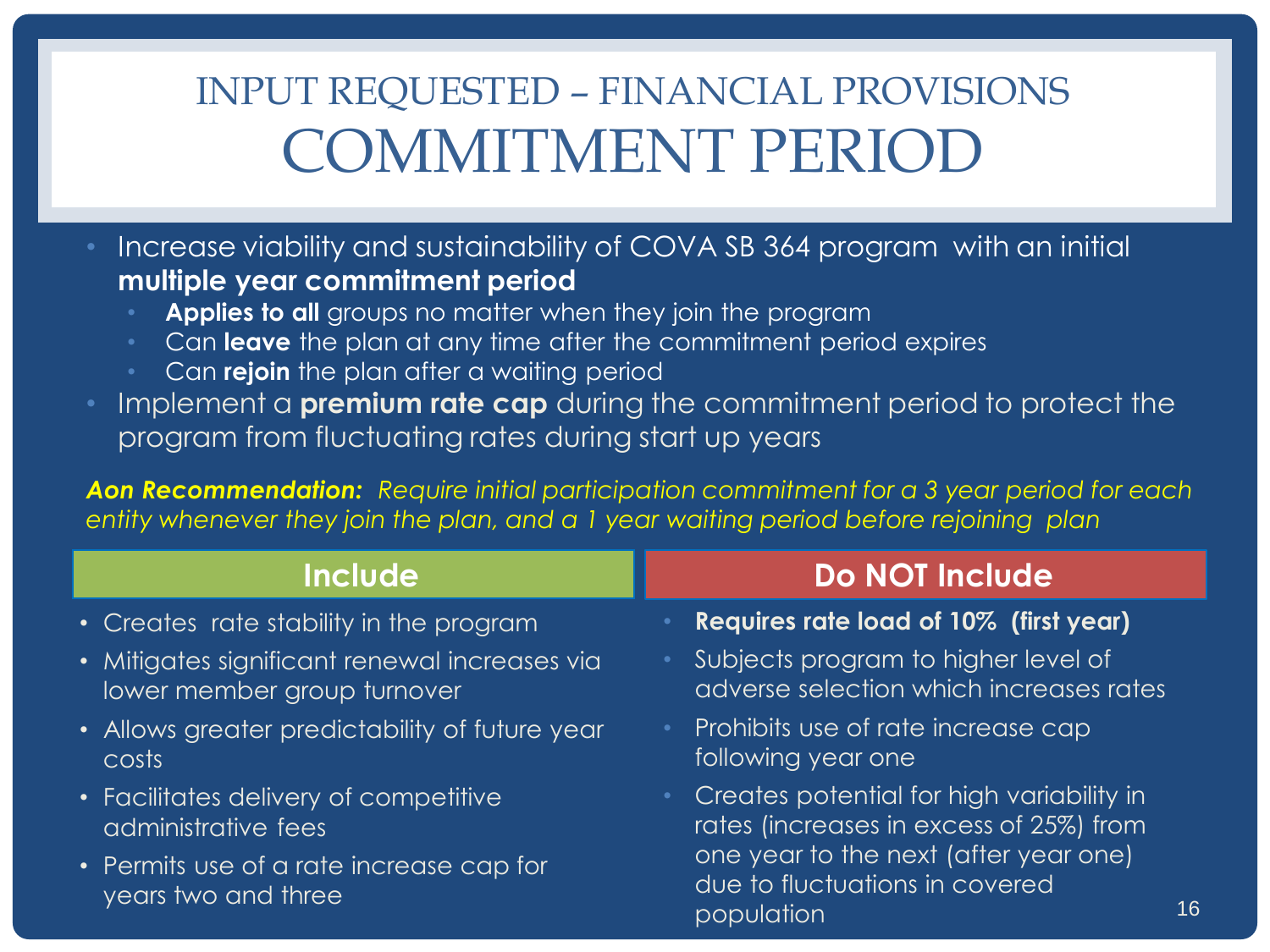# INPUT REQUESTED – FINANCIAL PROVISIONS
# COMMITMENT PERIOD

- Increase viability and sustainability of COVA SB 364 program with an initial **multiple year commitment period**
  - **Applies to all** groups no matter when they join the program
  - Can **leave** the plan at any time after the commitment period expires
  - Can **rejoin** the plan after a waiting period
- Implement a **premium rate cap** during the commitment period to protect the program from fluctuating rates during start up years

***Aon Recommendation:*** *Require initial participation commitment for a 3 year period for each entity whenever they join the plan, and a 1 year waiting period before rejoining plan*

## Include

- Creates rate stability in the program
- Mitigates significant renewal increases via lower member group turnover
- Allows greater predictability of future year costs
- Facilitates delivery of competitive administrative fees
- Permits use of a rate increase cap for years two and three

## Do NOT Include

- **Requires rate load of 10% (first year)**
- Subjects program to higher level of adverse selection which increases rates
- Prohibits use of rate increase cap following year one
- Creates potential for high variability in rates (increases in excess of 25%) from one year to the next (after year one) due to fluctuations in covered population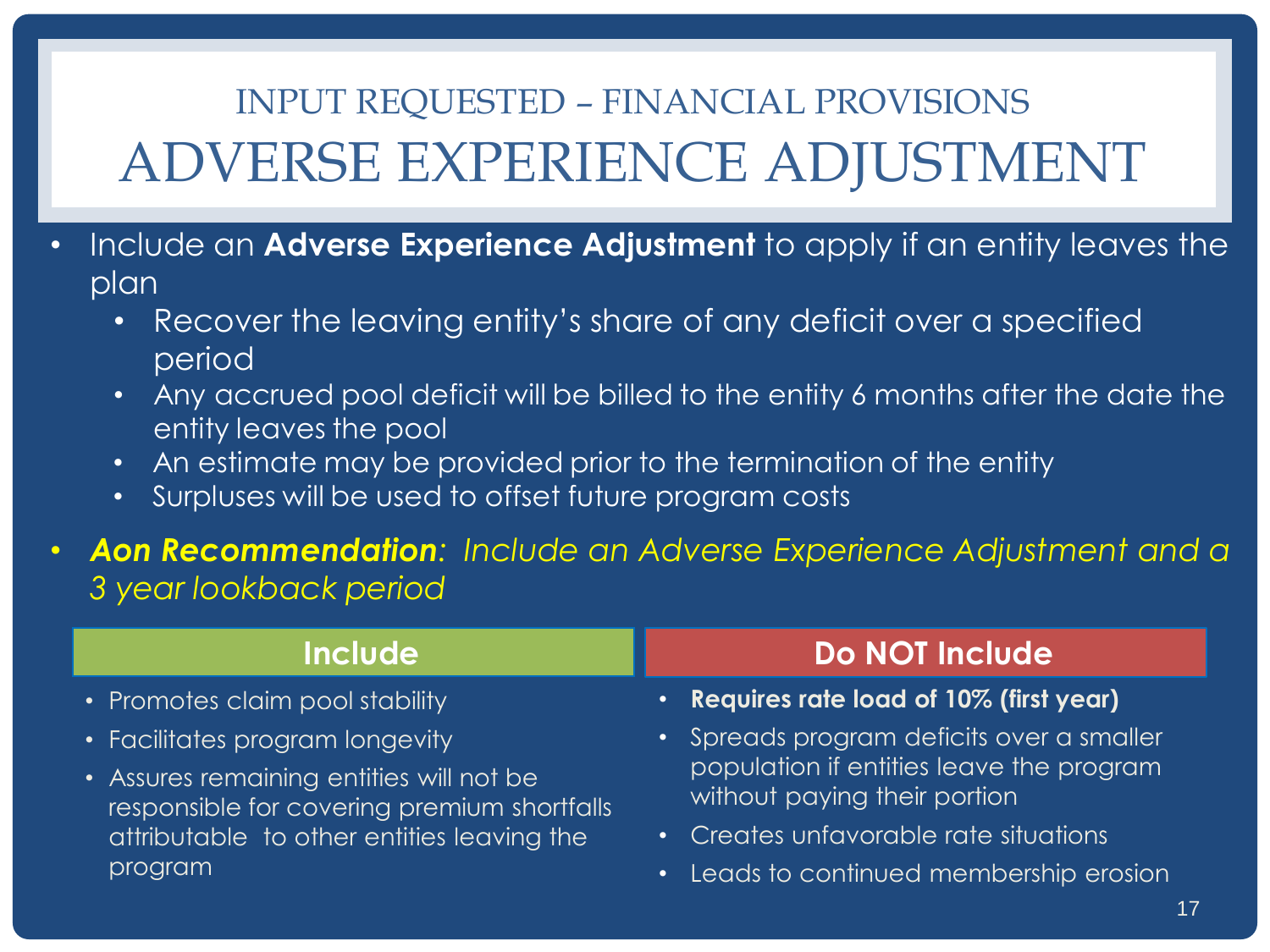# INPUT REQUESTED – FINANCIAL PROVISIONS
# ADVERSE EXPERIENCE ADJUSTMENT

- Include an **Adverse Experience Adjustment** to apply if an entity leaves the plan
  - Recover the leaving entity's share of any deficit over a specified period
  - Any accrued pool deficit will be billed to the entity 6 months after the date the entity leaves the pool
  - An estimate may be provided prior to the termination of the entity
  - Surpluses will be used to offset future program costs
- ***Aon Recommendation****: Include an Adverse Experience Adjustment and a 3 year lookback period*

| Include | Do NOT Include |
|---|---|
| Promotes claim pool stability | **Requires rate load of 10% (first year)** |
| Facilitates program longevity | Spreads program deficits over a smaller population if entities leave the program without paying their portion |
| Assures remaining entities will not be responsible for covering premium shortfalls attributable to other entities leaving the program | Creates unfavorable rate situations |
| | Leads to continued membership erosion |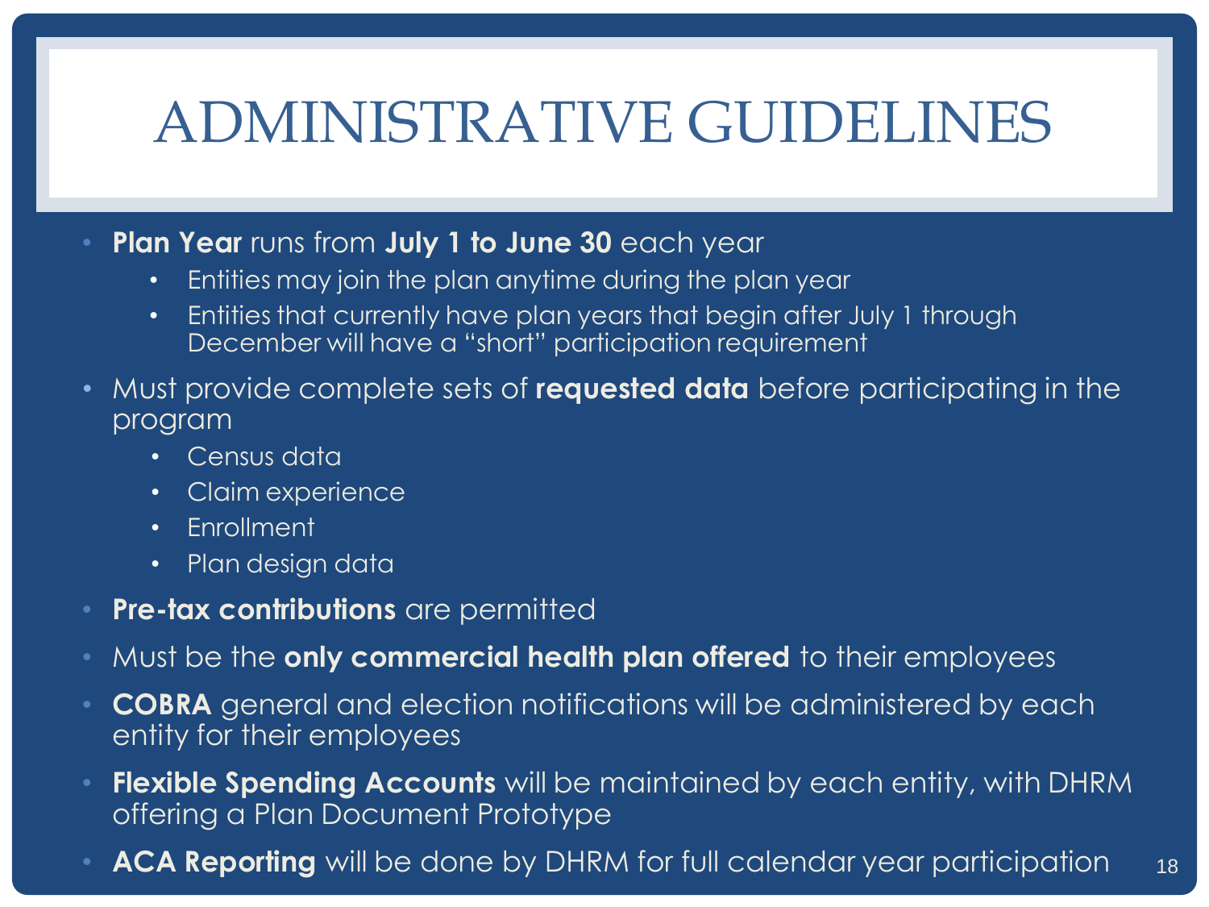# ADMINISTRATIVE GUIDELINES

- **Plan Year** runs from **July 1 to June 30** each year
  - Entities may join the plan anytime during the plan year
  - Entities that currently have plan years that begin after July 1 through December will have a "short" participation requirement
- Must provide complete sets of **requested data** before participating in the program
  - Census data
  - Claim experience
  - Enrollment
  - Plan design data
- **Pre-tax contributions** are permitted
- Must be the **only commercial health plan offered** to their employees
- **COBRA** general and election notifications will be administered by each entity for their employees
- **Flexible Spending Accounts** will be maintained by each entity, with DHRM offering a Plan Document Prototype
- **ACA Reporting** will be done by DHRM for full calendar year participation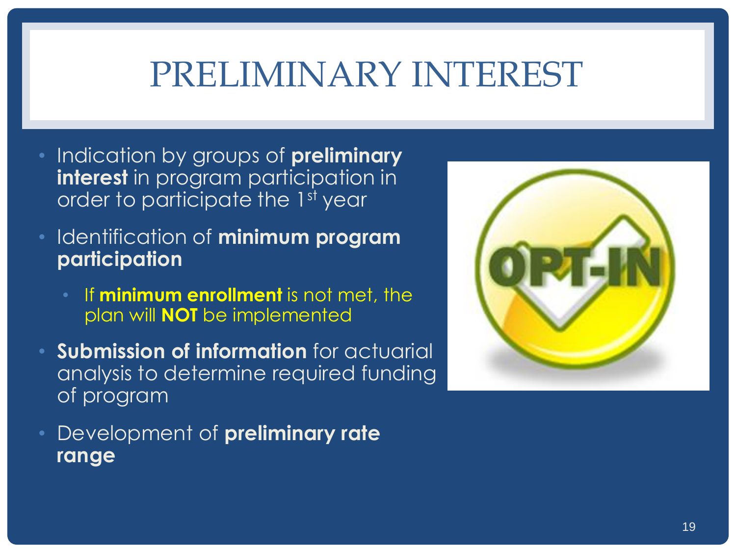# PRELIMINARY INTEREST

- Indication by groups of **preliminary interest** in program participation in order to participate the 1st year
- Identification of **minimum program participation**
  - If **minimum enrollment** is not met, the plan will **NOT** be implemented
- **Submission of information** for actuarial analysis to determine required funding of program
- Development of **preliminary rate range**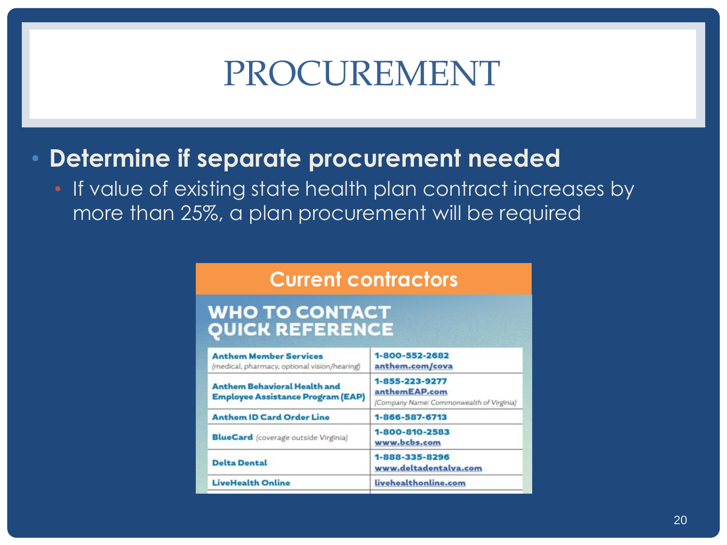# PROCUREMENT

- **Determine if separate procurement needed**
  - If value of existing state health plan contract increases by more than 25%, a plan procurement will be required

**Current contractors**

**WHO TO CONTACT QUICK REFERENCE**

| | |
|---|---|
| **Anthem Member Services** (medical, pharmacy, optional vision/hearing) | **1-800-552-2682** anthem.com/cova |
| **Anthem Behavioral Health and Employee Assistance Program (EAP)** | **1-855-223-9277** anthemEAP.com (Company Name: Commonwealth of Virginia) |
| **Anthem ID Card Order Line** | **1-866-587-6713** |
| **BlueCard** (coverage outside Virginia) | **1-800-810-2583** www.bcbs.com |
| **Delta Dental** | **1-888-335-8296** www.deltadentalva.com |
| **LiveHealth Online** | livehealthonline.com |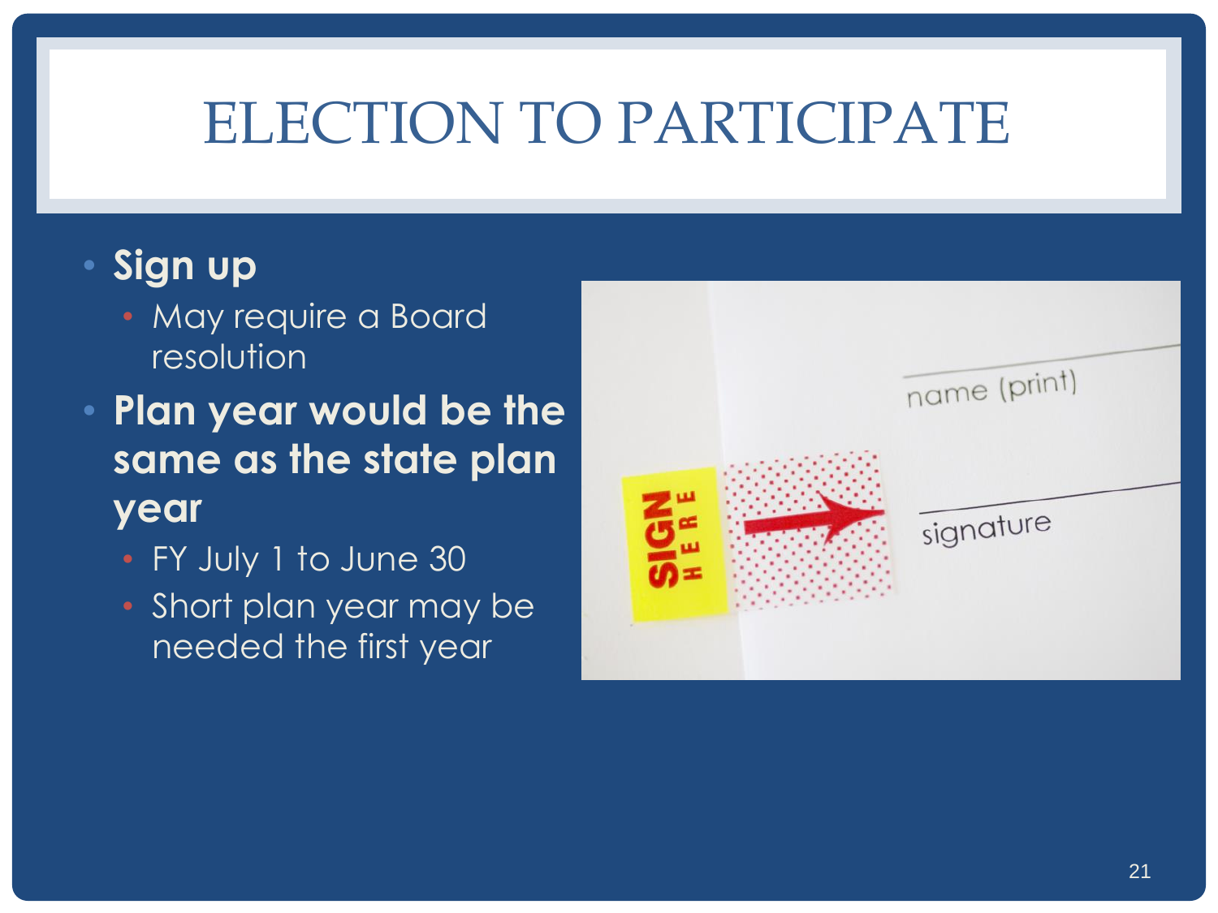# ELECTION TO PARTICIPATE

- **Sign up**
  - May require a Board resolution
- **Plan year would be the same as the state plan year**
  - FY July 1 to June 30
  - Short plan year may be needed the first year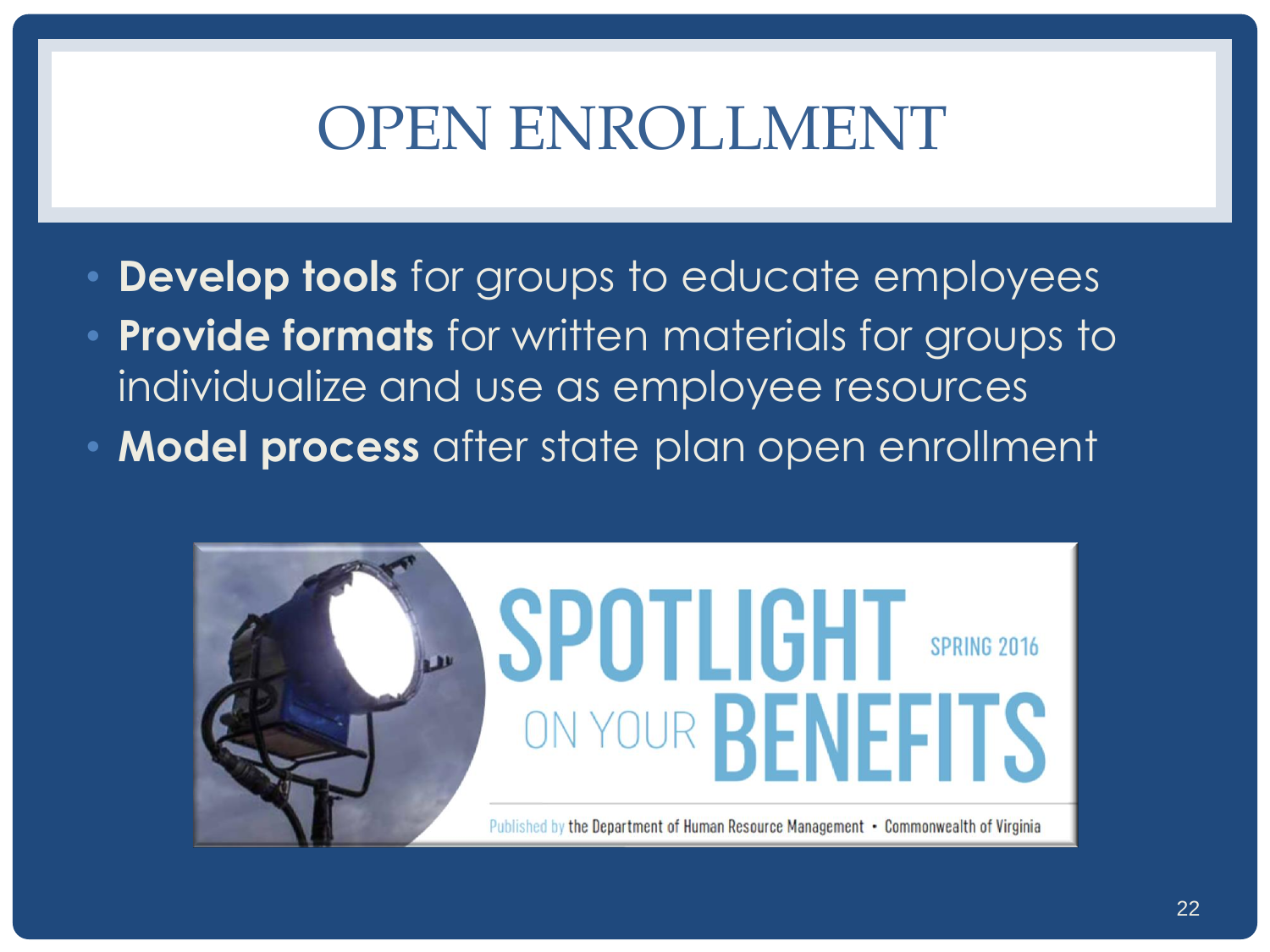# OPEN ENROLLMENT

- **Develop tools** for groups to educate employees
- **Provide formats** for written materials for groups to individualize and use as employee resources
- **Model process** after state plan open enrollment

SPOTLIGHT ON YOUR BENEFITS SPRING 2016

Published by the Department of Human Resource Management • Commonwealth of Virginia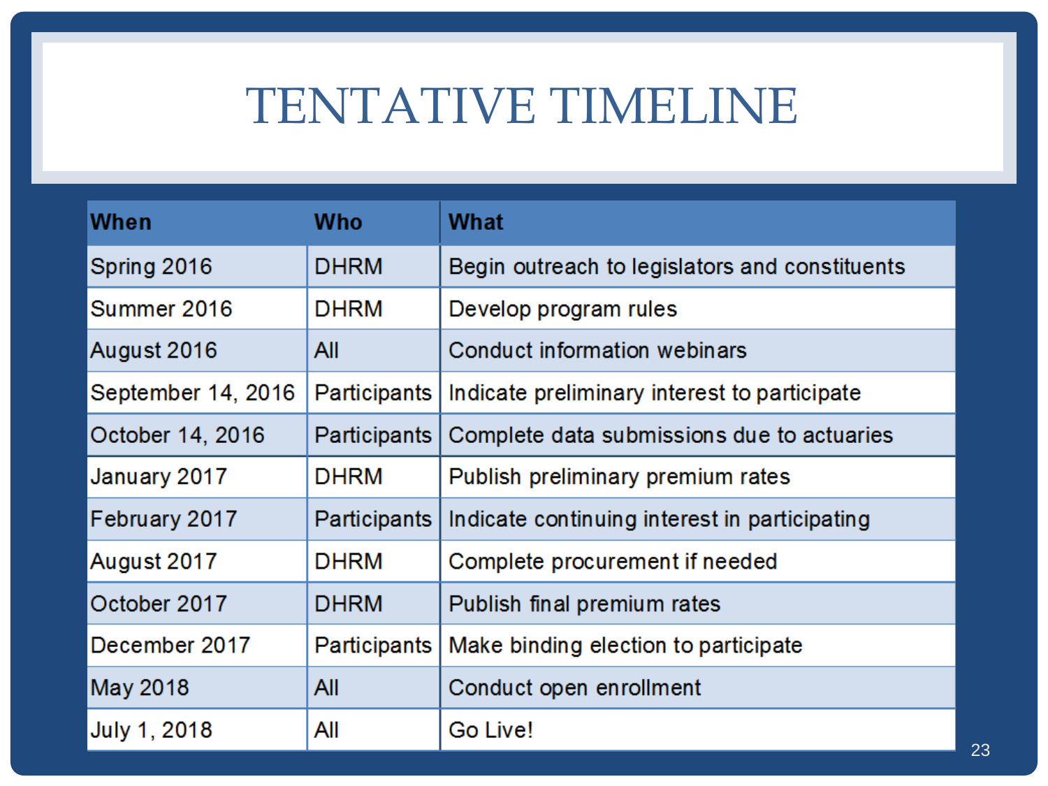# TENTATIVE TIMELINE

| When | Who | What |
| --- | --- | --- |
| Spring 2016 | DHRM | Begin outreach to legislators and constituents |
| Summer 2016 | DHRM | Develop program rules |
| August 2016 | All | Conduct information webinars |
| September 14, 2016 | Participants | Indicate preliminary interest to participate |
| October 14, 2016 | Participants | Complete data submissions due to actuaries |
| January 2017 | DHRM | Publish preliminary premium rates |
| February 2017 | Participants | Indicate continuing interest in participating |
| August 2017 | DHRM | Complete procurement if needed |
| October 2017 | DHRM | Publish final premium rates |
| December 2017 | Participants | Make binding election to participate |
| May 2018 | All | Conduct open enrollment |
| July 1, 2018 | All | Go Live! |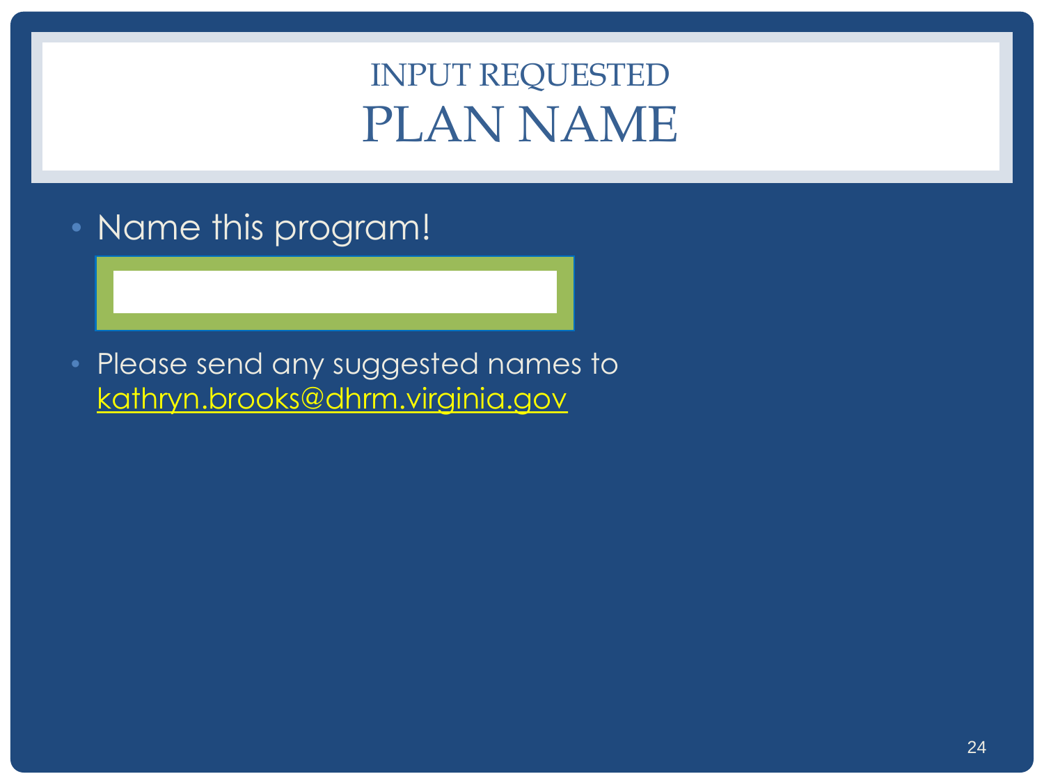# INPUT REQUESTED
# PLAN NAME

- Name this program!

- Please send any suggested names to kathryn.brooks@dhrm.virginia.gov